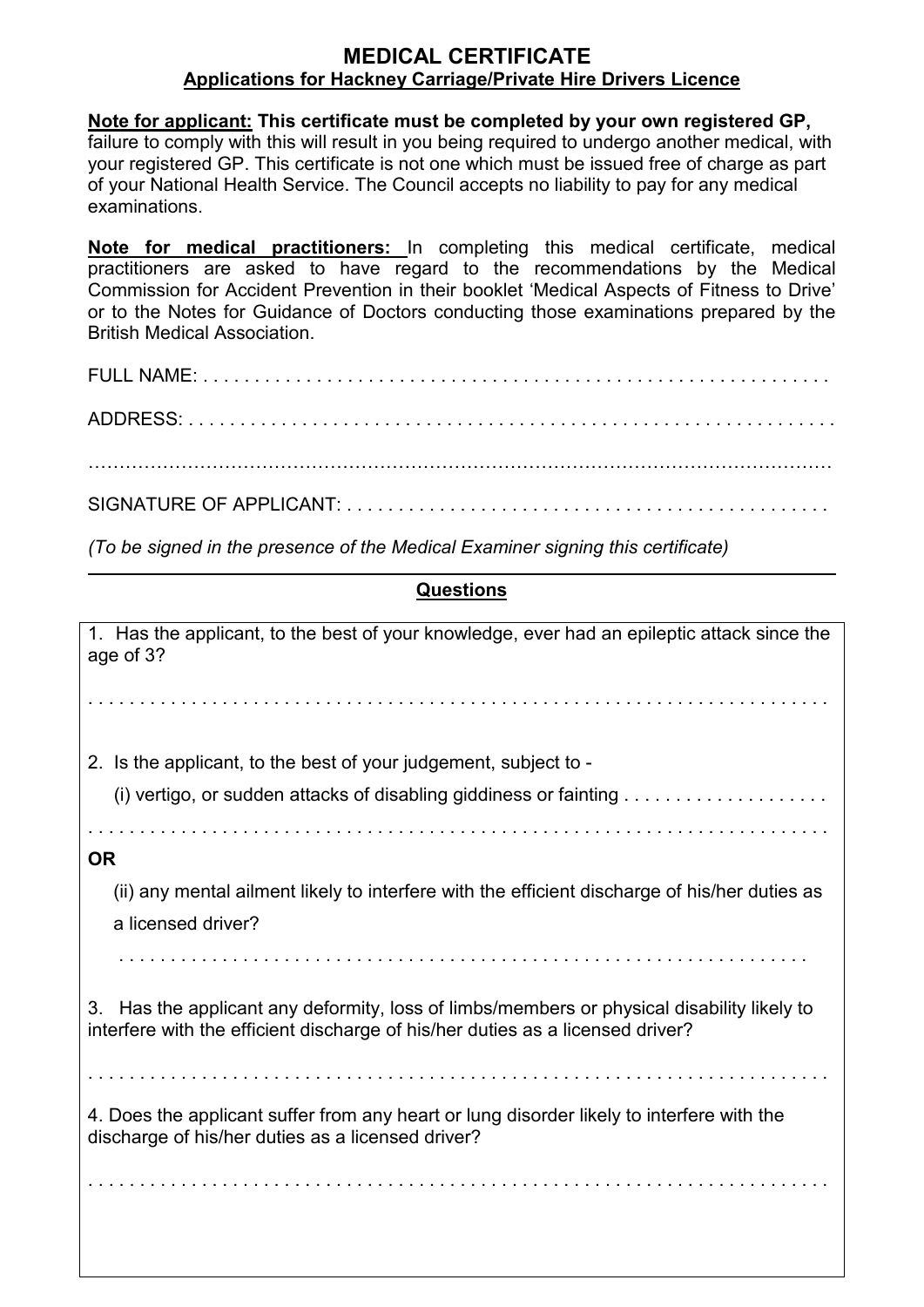# MEDICAL CERTIFICATE

## Applications for Hackney Carriage/Private Hire Drivers Licence

**Note for applicant: This certificate must be completed by your own registered GP,** failure to comply with this will result in you being required to undergo another medical, with your registered GP. This certificate is not one which must be issued free of charge as part of your National Health Service. The Council accepts no liability to pay for any medical examinations.

**Note for medical practitioners:** In completing this medical certificate, medical practitioners are asked to have regard to the recommendations by the Medical Commission for Accident Prevention in their booklet 'Medical Aspects of Fitness to Drive' or to the Notes for Guidance of Doctors conducting those examinations prepared by the British Medical Association.

FULL NAME: . . . . . . . . . . . . . . . . . . . . . . . . . . . . . . . . . . . . . . . . . . . . . . . . . . . . . . . . . . . . .

ADDRESS: . . . . . . . . . . . . . . . . . . . . . . . . . . . . . . . . . . . . . . . . . . . . . . . . . . . . . . . . . . . . . . .

…………………………………………………………………………………………………………

SIGNATURE OF APPLICANT: . . . . . . . . . . . . . . . . . . . . . . . . . . . . . . . . . . . . . . . . . . . . . . .

*(To be signed in the presence of the Medical Examiner signing this certificate)*

---

**Questions**

1. Has the applicant, to the best of your knowledge, ever had an epileptic attack since the age of 3?

. . . . . . . . . . . . . . . . . . . . . . . . . . . . . . . . . . . . . . . . . . . . . . . . . . . . . . . . . . . . . . . . . . . . . .

2. Is the applicant, to the best of your judgement, subject to -

   (i) vertigo, or sudden attacks of disabling giddiness or fainting . . . . . . . . . . . . . . . . . . .

. . . . . . . . . . . . . . . . . . . . . . . . . . . . . . . . . . . . . . . . . . . . . . . . . . . . . . . . . . . . . . . . . . . . . .

**OR**

   (ii) any mental ailment likely to interfere with the efficient discharge of his/her duties as a licensed driver?

   . . . . . . . . . . . . . . . . . . . . . . . . . . . . . . . . . . . . . . . . . . . . . . . . . . . . . . . . . . . . . . . .

3. Has the applicant any deformity, loss of limbs/members or physical disability likely to interfere with the efficient discharge of his/her duties as a licensed driver?

. . . . . . . . . . . . . . . . . . . . . . . . . . . . . . . . . . . . . . . . . . . . . . . . . . . . . . . . . . . . . . . . . . . . . .

4. Does the applicant suffer from any heart or lung disorder likely to interfere with the discharge of his/her duties as a licensed driver?

. . . . . . . . . . . . . . . . . . . . . . . . . . . . . . . . . . . . . . . . . . . . . . . . . . . . . . . . . . . . . . . . . . . . . .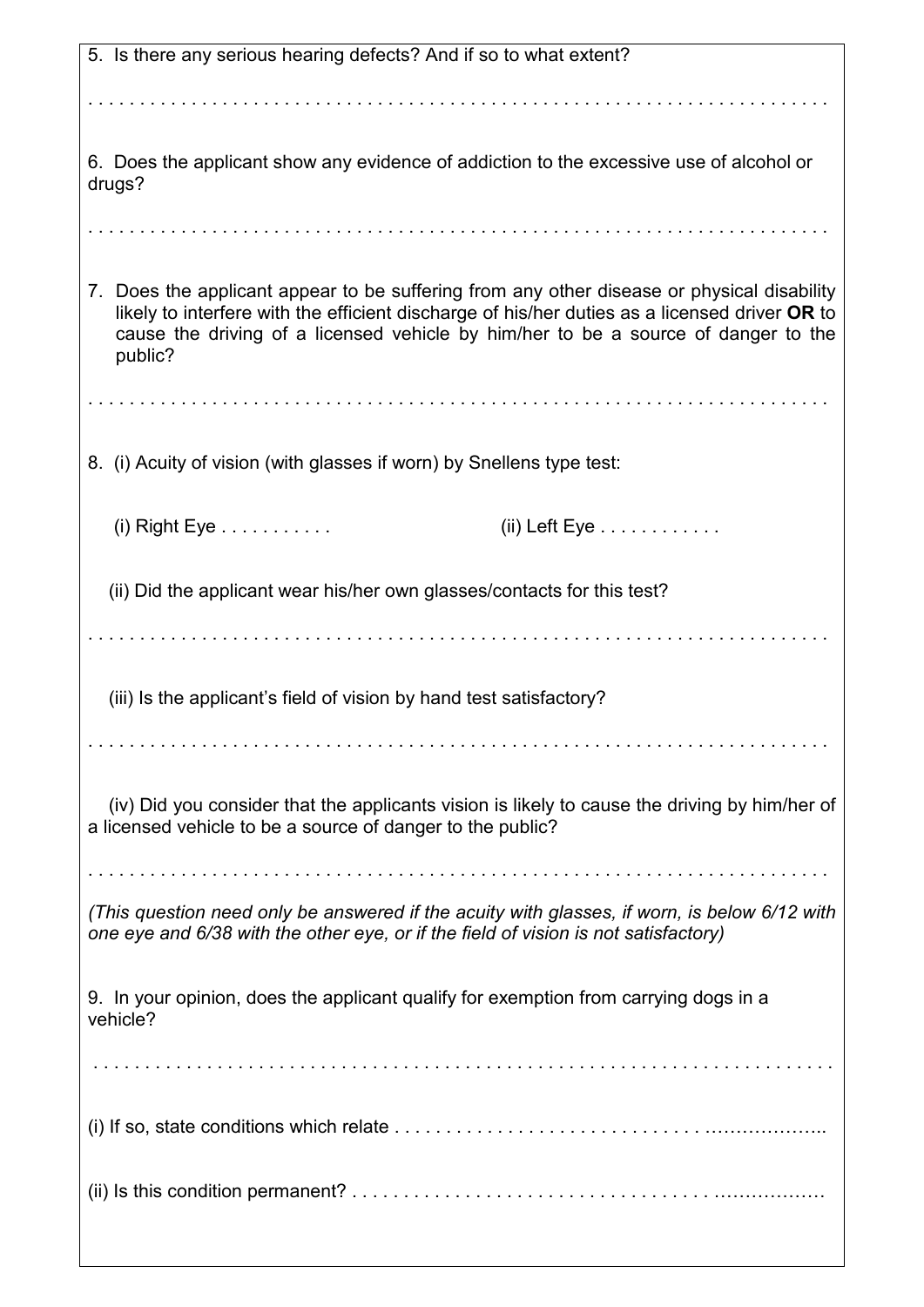5. Is there any serious hearing defects? And if so to what extent?

. . . . . . . . . . . . . . . . . . . . . . . . . . . . . . . . . . . . . . . . . . . . . . . . . . . . . . . . . . . . . . . . . . . . . . .

6. Does the applicant show any evidence of addiction to the excessive use of alcohol or drugs?

. . . . . . . . . . . . . . . . . . . . . . . . . . . . . . . . . . . . . . . . . . . . . . . . . . . . . . . . . . . . . . . . . . . . . . .

7. Does the applicant appear to be suffering from any other disease or physical disability likely to interfere with the efficient discharge of his/her duties as a licensed driver **OR** to cause the driving of a licensed vehicle by him/her to be a source of danger to the public?

. . . . . . . . . . . . . . . . . . . . . . . . . . . . . . . . . . . . . . . . . . . . . . . . . . . . . . . . . . . . . . . . . . . . . . .

8. (i) Acuity of vision (with glasses if worn) by Snellens type test:

(i) Right Eye . . . . . . . . . . .                (ii) Left Eye . . . . . . . . . . . .

(ii) Did the applicant wear his/her own glasses/contacts for this test?

. . . . . . . . . . . . . . . . . . . . . . . . . . . . . . . . . . . . . . . . . . . . . . . . . . . . . . . . . . . . . . . . . . . . . . .

(iii) Is the applicant's field of vision by hand test satisfactory?

. . . . . . . . . . . . . . . . . . . . . . . . . . . . . . . . . . . . . . . . . . . . . . . . . . . . . . . . . . . . . . . . . . . . . . .

(iv) Did you consider that the applicants vision is likely to cause the driving by him/her of a licensed vehicle to be a source of danger to the public?

. . . . . . . . . . . . . . . . . . . . . . . . . . . . . . . . . . . . . . . . . . . . . . . . . . . . . . . . . . . . . . . . . . . . . . .

*(This question need only be answered if the acuity with glasses, if worn, is below 6/12 with one eye and 6/38 with the other eye, or if the field of vision is not satisfactory)*

9. In your opinion, does the applicant qualify for exemption from carrying dogs in a vehicle?

. . . . . . . . . . . . . . . . . . . . . . . . . . . . . . . . . . . . . . . . . . . . . . . . . . . . . . . . . . . . . . . . . . . . . . .

(i) If so, state conditions which relate . . . . . . . . . . . . . . . . . . . . . . . . . . . . . . . . . . . . . . . . . . . . . . .

(ii) Is this condition permanent? . . . . . . . . . . . . . . . . . . . . . . . . . . . . . . . . . . . . . . . . . . . . . . . .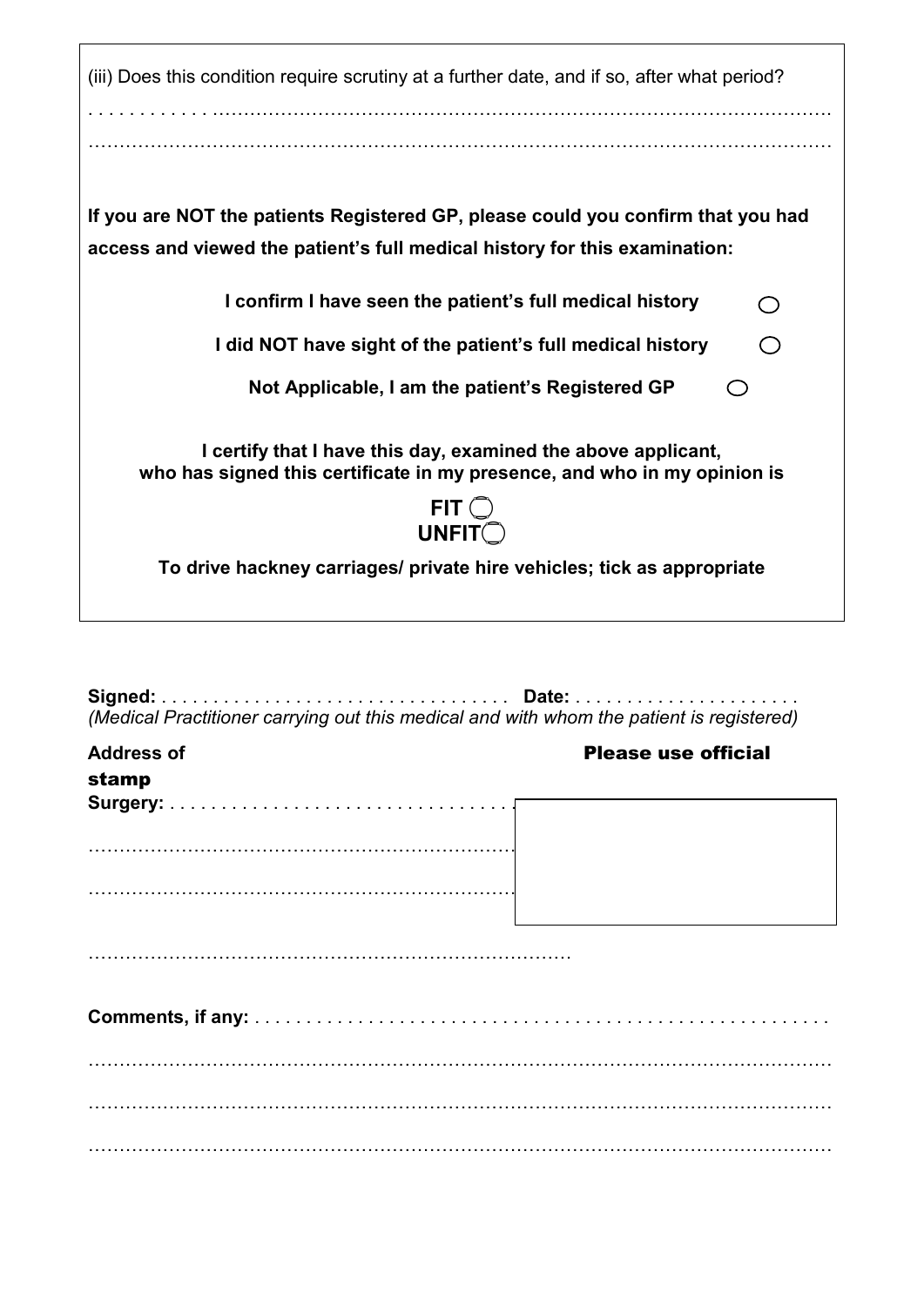(iii) Does this condition require scrutiny at a further date, and if so, after what period?

. . . . . . . . . . . ..........................................................................................................

……………………………………………………………………………………………………………

**If you are NOT the patients Registered GP, please could you confirm that you had access and viewed the patient's full medical history for this examination:**

**I confirm I have seen the patient's full medical history** ◯

**I did NOT have sight of the patient's full medical history** ◯

**Not Applicable, I am the patient's Registered GP** ◯

**I certify that I have this day, examined the above applicant, who has signed this certificate in my presence, and who in my opinion is**

**FIT** ◯
**UNFIT** ◯

**To drive hackney carriages/ private hire vehicles; tick as appropriate**

**Signed:** . . . . . . . . . . . . . . . . . . . . . . . . . . . . . . . . . . **Date:** . . . . . . . . . . . . . . . . . . . . . .
*(Medical Practitioner carrying out this medical and with whom the patient is registered)*

**Address of Surgery:** . . . . . . . . . . . . . . . . . . . . . . . . . . . . . . . .

………………………………………………………………

………………………………………………………………

……………………………………………………………………

**Please use official stamp**

**Comments, if any:** . . . . . . . . . . . . . . . . . . . . . . . . . . . . . . . . . . . . . . . . . . . . . . . . . . . . . . .

……………………………………………………………………………………………………………

……………………………………………………………………………………………………………

……………………………………………………………………………………………………………